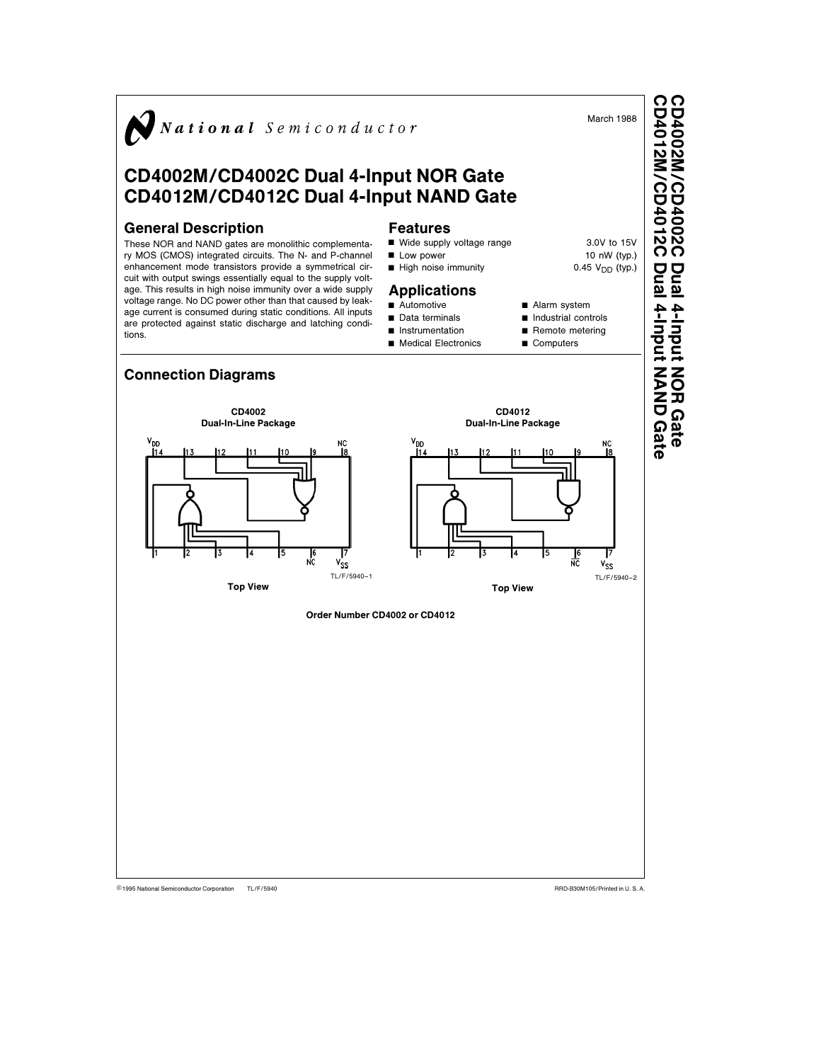National Semiconductor

March 1988

# CD4002M/CD4002C Dual 4-Input NOR Gate
# CD4012M/CD4012C Dual 4-Input NAND Gate

## General Description

These NOR and NAND gates are monolithic complementary MOS (CMOS) integrated circuits. The N- and P-channel enhancement mode transistors provide a symmetrical circuit with output swings essentially equal to the supply voltage. This results in high noise immunity over a wide supply voltage range. No DC power other than that caused by leakage current is consumed during static conditions. All inputs are protected against static discharge and latching conditions.

## Features

- Wide supply voltage range 3.0V to 15V
- Low power 10 nW (typ.)
- High noise immunity 0.45 $V_{DD}$ (typ.)

## Applications

- Automotive
- Data terminals
- Instrumentation
- Medical Electronics
- Alarm system
- Industrial controls
- Remote metering
- Computers

## Connection Diagrams

**CD4002**
**Dual-In-Line Package**

$V_{DD}$ 14, 13, 12, 11, 10, 9, NC 8

1, 2, 3, 4, 5, 6 NC, 7 $V_{SS}$

TL/F/5940–1

**Top View**

**CD4012**
**Dual-In-Line Package**

$V_{DD}$ 14, 13, 12, 11, 10, 9, NC 8

1, 2, 3, 4, 5, 6 NC, 7 $V_{SS}$

TL/F/5940–2

**Top View**

**Order Number CD4002 or CD4012**

©1995 National Semiconductor Corporation TL/F/5940 RRD-B30M105/Printed in U. S. A.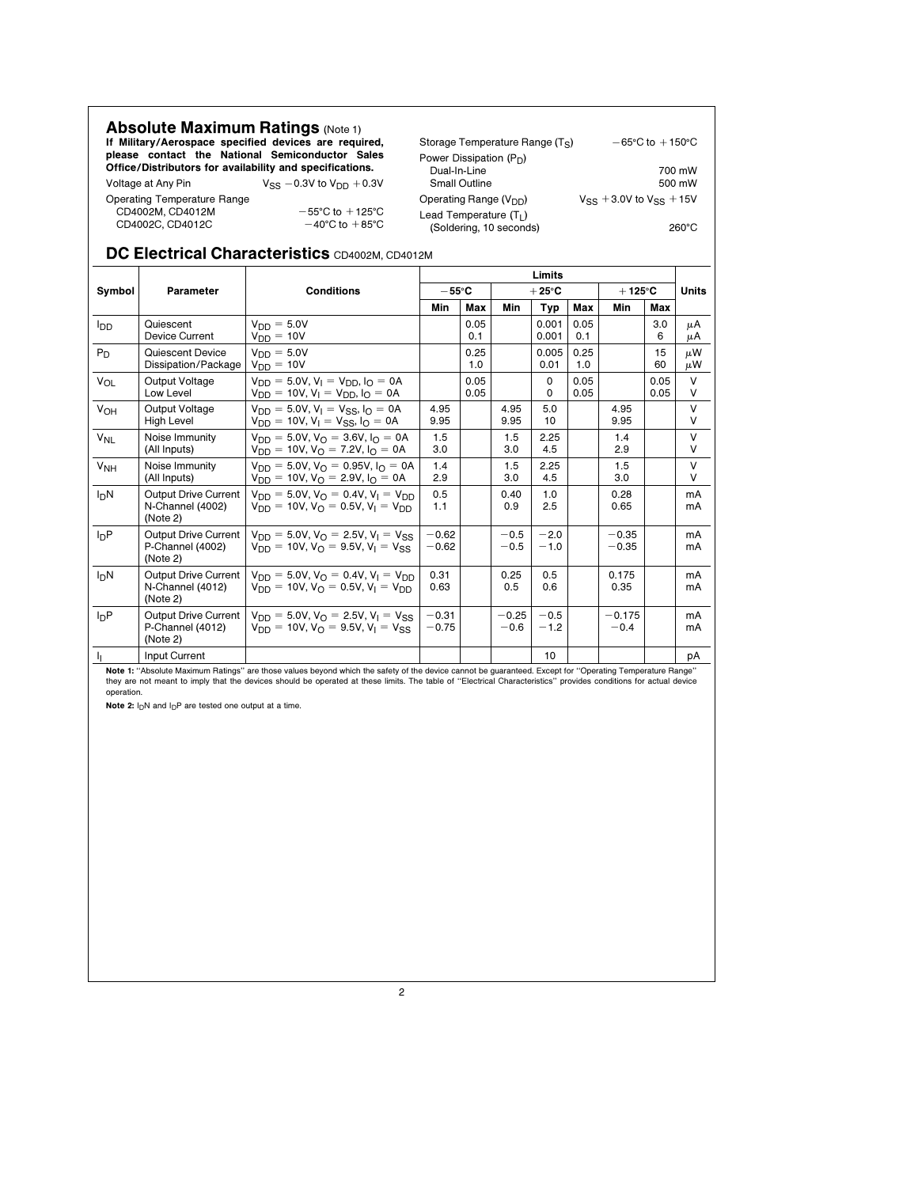## Absolute Maximum Ratings (Note 1)

**If Military/Aerospace specified devices are required, please contact the National Semiconductor Sales Office/Distributors for availability and specifications.**

| | |
|---|---|
| Voltage at Any Pin | $V_{SS}$ −0.3V to $V_{DD}$ +0.3V |
| Operating Temperature Range | |
| CD4002M, CD4012M | −55°C to +125°C |
| CD4002C, CD4012C | −40°C to +85°C |
| Storage Temperature Range ($T_S$) | −65°C to +150°C |
| Power Dissipation ($P_D$) | |
| Dual-In-Line | 700 mW |
| Small Outline | 500 mW |
| Operating Range ($V_{DD}$) | $V_{SS}$ +3.0V to $V_{SS}$ +15V |
| Lead Temperature ($T_L$) | |
| (Soldering, 10 seconds) | 260°C |

## DC Electrical Characteristics CD4002M, CD4012M

| Symbol | Parameter | Conditions | Limits | | | | | | | Units |
|---|---|---|---|---|---|---|---|---|---|---|
| | | | −55°C | | +25°C | | | +125°C | | |
| | | | Min | Max | Min | Typ | Max | Min | Max | |
| $I_{DD}$ | Quiescent Device Current | $V_{DD}$ = 5.0V<br>$V_{DD}$ = 10V | | 0.05<br>0.1 | | 0.001<br>0.001 | 0.05<br>0.1 | | 3.0<br>6 | μA<br>μA |
| $P_D$ | Quiescent Device Dissipation/Package | $V_{DD}$ = 5.0V<br>$V_{DD}$ = 10V | | 0.25<br>1.0 | | 0.005<br>0.01 | 0.25<br>1.0 | | 15<br>60 | μW<br>μW |
| $V_{OL}$ | Output Voltage Low Level | $V_{DD}$ = 5.0V, $V_I$ = $V_{DD}$, $I_O$ = 0A<br>$V_{DD}$ = 10V, $V_I$ = $V_{DD}$, $I_O$ = 0A | | 0.05<br>0.05 | | 0<br>0 | 0.05<br>0.05 | | 0.05<br>0.05 | V<br>V |
| $V_{OH}$ | Output Voltage High Level | $V_{DD}$ = 5.0V, $V_I$ = $V_{SS}$, $I_O$ = 0A<br>$V_{DD}$ = 10V, $V_I$ = $V_{SS}$, $I_O$ = 0A | 4.95<br>9.95 | | 4.95<br>9.95 | 5.0<br>10 | | 4.95<br>9.95 | | V<br>V |
| $V_{NL}$ | Noise Immunity (All Inputs) | $V_{DD}$ = 5.0V, $V_O$ = 3.6V, $I_O$ = 0A<br>$V_{DD}$ = 10V, $V_O$ = 7.2V, $I_O$ = 0A | 1.5<br>3.0 | | 1.5<br>3.0 | 2.25<br>4.5 | | 1.4<br>2.9 | | V<br>V |
| $V_{NH}$ | Noise Immunity (All Inputs) | $V_{DD}$ = 5.0V, $V_O$ = 0.95V, $I_O$ = 0A<br>$V_{DD}$ = 10V, $V_O$ = 2.9V, $I_O$ = 0A | 1.4<br>2.9 | | 1.5<br>3.0 | 2.25<br>4.5 | | 1.5<br>3.0 | | V<br>V |
| $I_DN$ | Output Drive Current N-Channel (4002) (Note 2) | $V_{DD}$ = 5.0V, $V_O$ = 0.4V, $V_I$ = $V_{DD}$<br>$V_{DD}$ = 10V, $V_O$ = 0.5V, $V_I$ = $V_{DD}$ | 0.5<br>1.1 | | 0.40<br>0.9 | 1.0<br>2.5 | | 0.28<br>0.65 | | mA<br>mA |
| $I_DP$ | Output Drive Current P-Channel (4002) (Note 2) | $V_{DD}$ = 5.0V, $V_O$ = 2.5V, $V_I$ = $V_{SS}$<br>$V_{DD}$ = 10V, $V_O$ = 9.5V, $V_I$ = $V_{SS}$ | −0.62<br>−0.62 | | −0.5<br>−0.5 | −2.0<br>−1.0 | | −0.35<br>−0.35 | | mA<br>mA |
| $I_DN$ | Output Drive Current N-Channel (4012) (Note 2) | $V_{DD}$ = 5.0V, $V_O$ = 0.4V, $V_I$ = $V_{DD}$<br>$V_{DD}$ = 10V, $V_O$ = 0.5V, $V_I$ = $V_{DD}$ | 0.31<br>0.63 | | 0.25<br>0.5 | 0.5<br>0.6 | | 0.175<br>0.35 | | mA<br>mA |
| $I_DP$ | Output Drive Current P-Channel (4012) (Note 2) | $V_{DD}$ = 5.0V, $V_O$ = 2.5V, $V_I$ = $V_{SS}$<br>$V_{DD}$ = 10V, $V_O$ = 9.5V, $V_I$ = $V_{SS}$ | −0.31<br>−0.75 | | −0.25<br>−0.6 | −0.5<br>−1.2 | | −0.175<br>−0.4 | | mA<br>mA |
| $I_I$ | Input Current | | | | | 10 | | | | pA |

**Note 1:** "Absolute Maximum Ratings" are those values beyond which the safety of the device cannot be guaranteed. Except for "Operating Temperature Range" they are not meant to imply that the devices should be operated at these limits. The table of "Electrical Characteristics" provides conditions for actual device operation.

**Note 2:** $I_DN$ and $I_DP$ are tested one output at a time.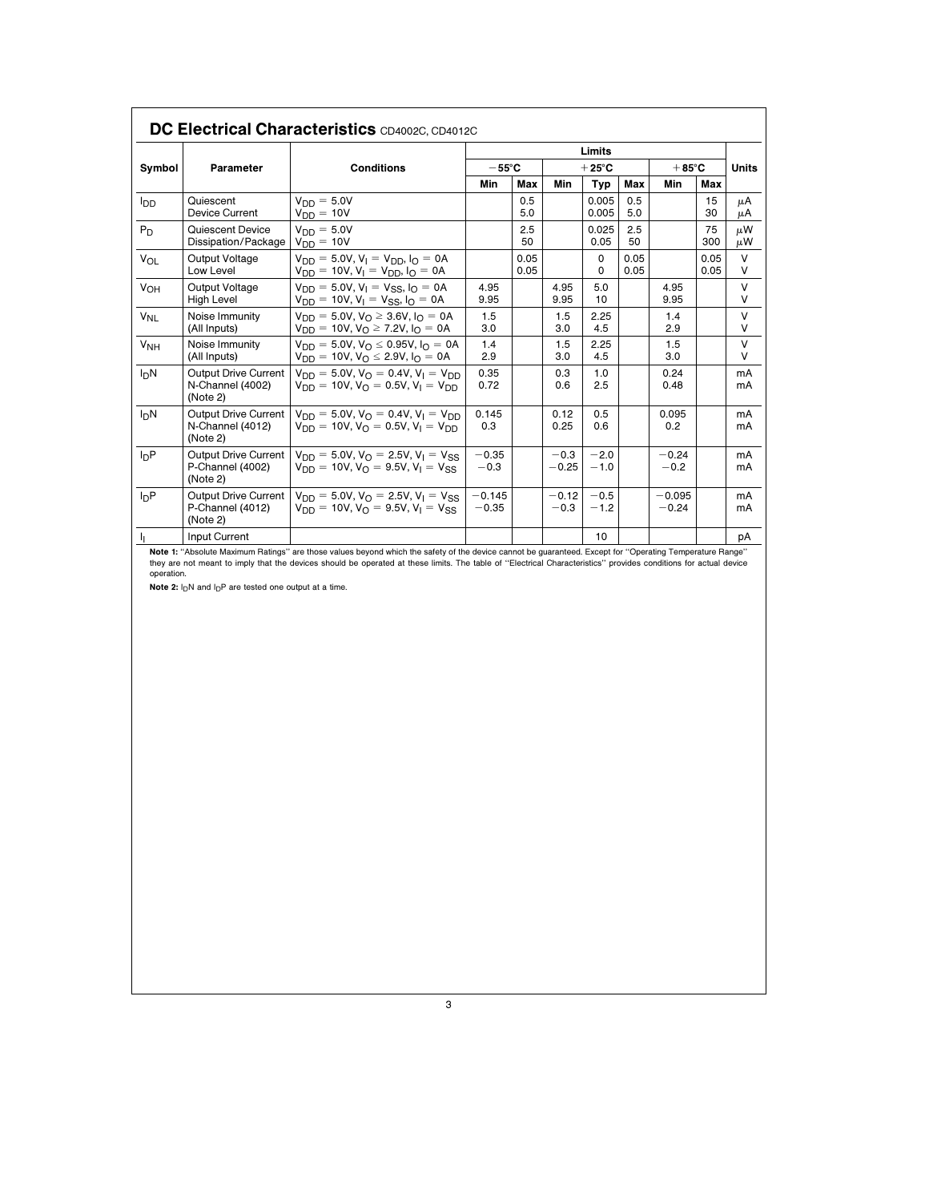## DC Electrical Characteristics CD4002C, CD4012C

| Symbol | Parameter | Conditions | Limits | | | | | | | Units |
|---|---|---|---|---|---|---|---|---|---|---|
| | | | −55°C | | +25°C | | | +85°C | | |
| | | | Min | Max | Min | Typ | Max | Min | Max | |
| $I_{DD}$ | Quiescent Device Current | $V_{DD} = 5.0V$<br>$V_{DD} = 10V$ | | 0.5<br>5.0 | | 0.005<br>0.005 | 0.5<br>5.0 | | 15<br>30 | μA<br>μA |
| $P_D$ | Quiescent Device Dissipation/Package | $V_{DD} = 5.0V$<br>$V_{DD} = 10V$ | | 2.5<br>50 | | 0.025<br>0.05 | 2.5<br>50 | | 75<br>300 | μW<br>μW |
| $V_{OL}$ | Output Voltage Low Level | $V_{DD} = 5.0V, V_I = V_{DD}, I_O = 0A$<br>$V_{DD} = 10V, V_I = V_{DD}, I_O = 0A$ | | 0.05<br>0.05 | | 0<br>0 | 0.05<br>0.05 | | 0.05<br>0.05 | V<br>V |
| $V_{OH}$ | Output Voltage High Level | $V_{DD} = 5.0V, V_I = V_{SS}, I_O = 0A$<br>$V_{DD} = 10V, V_I = V_{SS}, I_O = 0A$ | 4.95<br>9.95 | | 4.95<br>9.95 | 5.0<br>10 | | 4.95<br>9.95 | | V<br>V |
| $V_{NL}$ | Noise Immunity (All Inputs) | $V_{DD} = 5.0V, V_O \geq 3.6V, I_O = 0A$<br>$V_{DD} = 10V, V_O \geq 7.2V, I_O = 0A$ | 1.5<br>3.0 | | 1.5<br>3.0 | 2.25<br>4.5 | | 1.4<br>2.9 | | V<br>V |
| $V_{NH}$ | Noise Immunity (All Inputs) | $V_{DD} = 5.0V, V_O \leq 0.95V, I_O = 0A$<br>$V_{DD} = 10V, V_O \leq 2.9V, I_O = 0A$ | 1.4<br>2.9 | | 1.5<br>3.0 | 2.25<br>4.5 | | 1.5<br>3.0 | | V<br>V |
| $I_DN$ | Output Drive Current N-Channel (4002) (Note 2) | $V_{DD} = 5.0V, V_O = 0.4V, V_I = V_{DD}$<br>$V_{DD} = 10V, V_O = 0.5V, V_I = V_{DD}$ | 0.35<br>0.72 | | 0.3<br>0.6 | 1.0<br>2.5 | | 0.24<br>0.48 | | mA<br>mA |
| $I_DN$ | Output Drive Current N-Channel (4012) (Note 2) | $V_{DD} = 5.0V, V_O = 0.4V, V_I = V_{DD}$<br>$V_{DD} = 10V, V_O = 0.5V, V_I = V_{DD}$ | 0.145<br>0.3 | | 0.12<br>0.25 | 0.5<br>0.6 | | 0.095<br>0.2 | | mA<br>mA |
| $I_DP$ | Output Drive Current P-Channel (4002) (Note 2) | $V_{DD} = 5.0V, V_O = 2.5V, V_I = V_{SS}$<br>$V_{DD} = 10V, V_O = 9.5V, V_I = V_{SS}$ | −0.35<br>−0.3 | | −0.3<br>−0.25 | −2.0<br>−1.0 | | −0.24<br>−0.2 | | mA<br>mA |
| $I_DP$ | Output Drive Current P-Channel (4012) (Note 2) | $V_{DD} = 5.0V, V_O = 2.5V, V_I = V_{SS}$<br>$V_{DD} = 10V, V_O = 9.5V, V_I = V_{SS}$ | −0.145<br>−0.35 | | −0.12<br>−0.3 | −0.5<br>−1.2 | | −0.095<br>−0.24 | | mA<br>mA |
| $I_I$ | Input Current | | | | | 10 | | | | pA |

**Note 1:** "Absolute Maximum Ratings" are those values beyond which the safety of the device cannot be guaranteed. Except for "Operating Temperature Range" they are not meant to imply that the devices should be operated at these limits. The table of "Electrical Characteristics" provides conditions for actual device operation.

**Note 2:** $I_DN$ and $I_DP$ are tested one output at a time.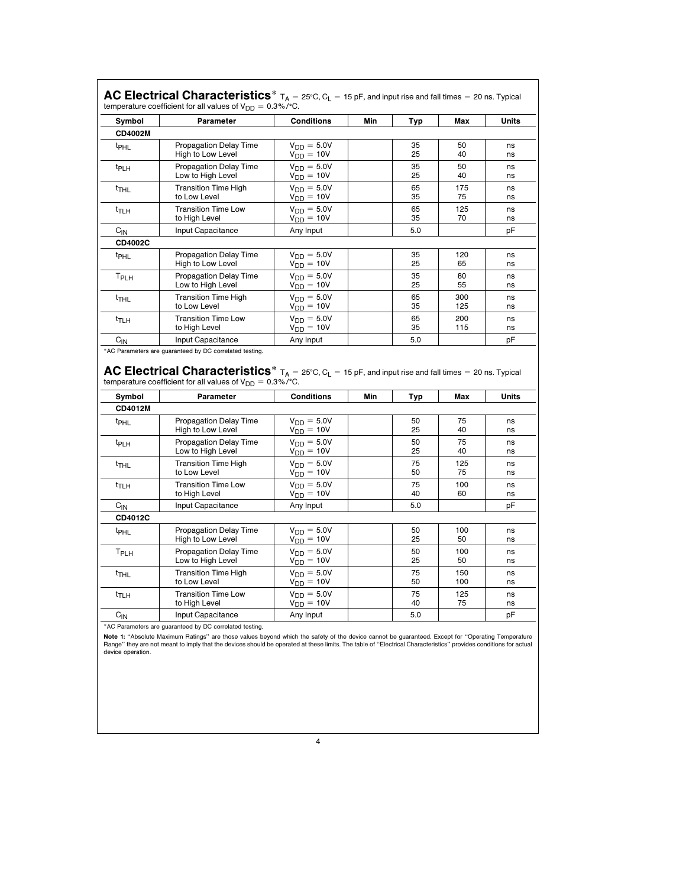## AC Electrical Characteristics*

$T_A = 25°C$, $C_L = 15$ pF, and input rise and fall times = 20 ns. Typical temperature coefficient for all values of $V_{DD} = 0.3\%/°C$.

| Symbol | Parameter | Conditions | Min | Typ | Max | Units |
|---|---|---|---|---|---|---|
| **CD4002M** | | | | | | |
| $t_{PHL}$ | Propagation Delay Time High to Low Level | $V_{DD} = 5.0V$<br>$V_{DD} = 10V$ | | 35<br>25 | 50<br>40 | ns<br>ns |
| $t_{PLH}$ | Propagation Delay Time Low to High Level | $V_{DD} = 5.0V$<br>$V_{DD} = 10V$ | | 35<br>25 | 50<br>40 | ns<br>ns |
| $t_{THL}$ | Transition Time High to Low Level | $V_{DD} = 5.0V$<br>$V_{DD} = 10V$ | | 65<br>35 | 175<br>75 | ns<br>ns |
| $t_{TLH}$ | Transition Time Low to High Level | $V_{DD} = 5.0V$<br>$V_{DD} = 10V$ | | 65<br>35 | 125<br>70 | ns<br>ns |
| $C_{IN}$ | Input Capacitance | Any Input | | 5.0 | | pF |
| **CD4002C** | | | | | | |
| $t_{PHL}$ | Propagation Delay Time High to Low Level | $V_{DD} = 5.0V$<br>$V_{DD} = 10V$ | | 35<br>25 | 120<br>65 | ns<br>ns |
| $T_{PLH}$ | Propagation Delay Time Low to High Level | $V_{DD} = 5.0V$<br>$V_{DD} = 10V$ | | 35<br>25 | 80<br>55 | ns<br>ns |
| $t_{THL}$ | Transition Time High to Low Level | $V_{DD} = 5.0V$<br>$V_{DD} = 10V$ | | 65<br>35 | 300<br>125 | ns<br>ns |
| $t_{TLH}$ | Transition Time Low to High Level | $V_{DD} = 5.0V$<br>$V_{DD} = 10V$ | | 65<br>35 | 200<br>115 | ns<br>ns |
| $C_{IN}$ | Input Capacitance | Any Input | | 5.0 | | pF |

*AC Parameters are guaranteed by DC correlated testing.

## AC Electrical Characteristics*

$T_A = 25°C$, $C_L = 15$ pF, and input rise and fall times = 20 ns. Typical temperature coefficient for all values of $V_{DD} = 0.3\%/°C$.

| Symbol | Parameter | Conditions | Min | Typ | Max | Units |
|---|---|---|---|---|---|---|
| **CD4012M** | | | | | | |
| $t_{PHL}$ | Propagation Delay Time High to Low Level | $V_{DD} = 5.0V$<br>$V_{DD} = 10V$ | | 50<br>25 | 75<br>40 | ns<br>ns |
| $t_{PLH}$ | Propagation Delay Time Low to High Level | $V_{DD} = 5.0V$<br>$V_{DD} = 10V$ | | 50<br>25 | 75<br>40 | ns<br>ns |
| $t_{THL}$ | Transition Time High to Low Level | $V_{DD} = 5.0V$<br>$V_{DD} = 10V$ | | 75<br>50 | 125<br>75 | ns<br>ns |
| $t_{TLH}$ | Transition Time Low to High Level | $V_{DD} = 5.0V$<br>$V_{DD} = 10V$ | | 75<br>40 | 100<br>60 | ns<br>ns |
| $C_{IN}$ | Input Capacitance | Any Input | | 5.0 | | pF |
| **CD4012C** | | | | | | |
| $t_{PHL}$ | Propagation Delay Time High to Low Level | $V_{DD} = 5.0V$<br>$V_{DD} = 10V$ | | 50<br>25 | 100<br>50 | ns<br>ns |
| $T_{PLH}$ | Propagation Delay Time Low to High Level | $V_{DD} = 5.0V$<br>$V_{DD} = 10V$ | | 50<br>25 | 100<br>50 | ns<br>ns |
| $t_{THL}$ | Transition Time High to Low Level | $V_{DD} = 5.0V$<br>$V_{DD} = 10V$ | | 75<br>50 | 150<br>100 | ns<br>ns |
| $t_{TLH}$ | Transition Time Low to High Level | $V_{DD} = 5.0V$<br>$V_{DD} = 10V$ | | 75<br>40 | 125<br>75 | ns<br>ns |
| $C_{IN}$ | Input Capacitance | Any Input | | 5.0 | | pF |

*AC Parameters are guaranteed by DC correlated testing.

**Note 1:** "Absolute Maximum Ratings" are those values beyond which the safety of the device cannot be guaranteed. Except for "Operating Temperature Range" they are not meant to imply that the devices should be operated at these limits. The table of "Electrical Characteristics" provides conditions for actual device operation.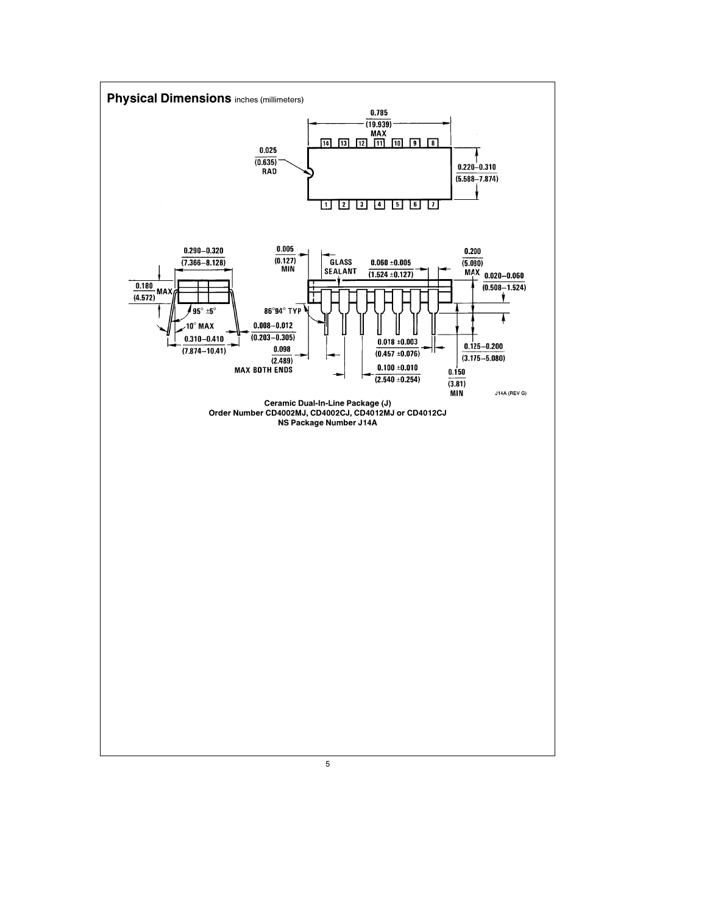## Physical Dimensions inches (millimeters)

Ceramic Dual-In-Line Package (J)
Order Number CD4002MJ, CD4002CJ, CD4012MJ or CD4012CJ
NS Package Number J14A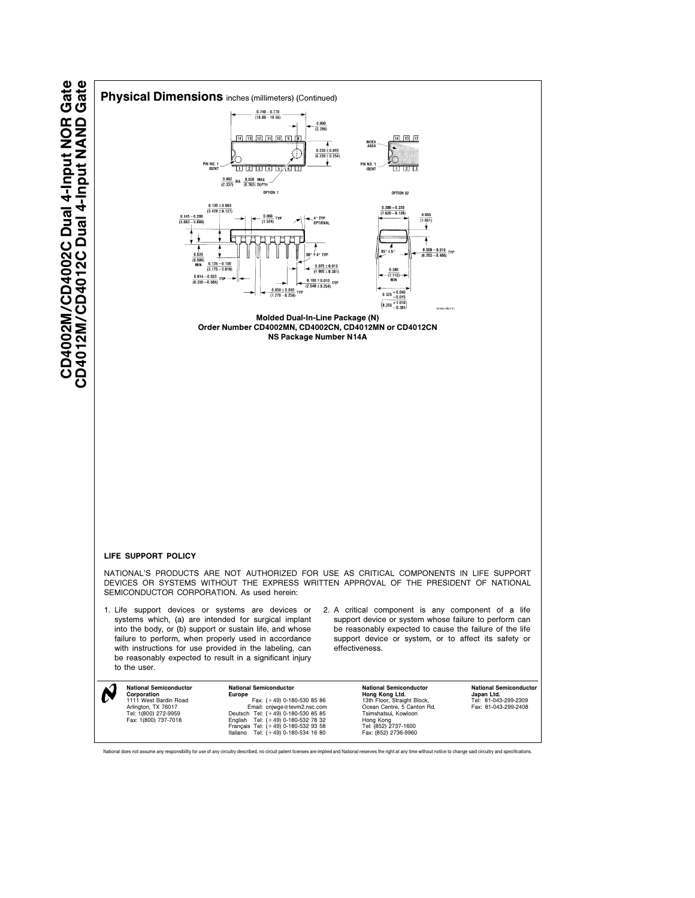## Physical Dimensions inches (millimeters) (Continued)

0.740 – 0.770
(18.80 – 19.56)

0.090
(2.286)

0.250 ± 0.010
(6.350 ± 0.254)

PIN NO. 1
IDENT

0.092
(2.337) DIA

0.030 MAX
(0.762) DEPTH

OPTION 1

INDEX
AREA

PIN NO. 1
IDENT

OPTION 02

0.135 ± 0.005
(3.429 ± 0.127)

0.145 – 0.200
(3.683 – 5.080)

0.060
(1.524) TYP

4° TYP
OPTIONAL

0.020
(0.508)
MIN

0.125 – 0.150
(3.175 – 3.810)

0.014 – 0.023
(0.356 – 0.584) TYP

90° ± 4° TYP

0.075 ± 0.015
(1.905 ± 0.381)

0.100 ± 0.010
(2.540 ± 0.254) TYP

0.050 ± 0.010
(1.270 ± 0.254) TYP

0.300 – 0.320
(7.620 – 8.128)

0.065
(1.651)

95° ± 5°

0.008 – 0.016
(0.203 – 0.406) TYP

0.280
(7.112)
MIN

0.325 +0.040 −0.015
(8.255 +1.016 −0.381)

N14A (REV F)

**Molded Dual-In-Line Package (N)**
**Order Number CD4002MN, CD4002CN, CD4012MN or CD4012CN**
**NS Package Number N14A**

### LIFE SUPPORT POLICY

NATIONAL'S PRODUCTS ARE NOT AUTHORIZED FOR USE AS CRITICAL COMPONENTS IN LIFE SUPPORT DEVICES OR SYSTEMS WITHOUT THE EXPRESS WRITTEN APPROVAL OF THE PRESIDENT OF NATIONAL SEMICONDUCTOR CORPORATION. As used herein:

1. Life support devices or systems are devices or systems which, (a) are intended for surgical implant into the body, or (b) support or sustain life, and whose failure to perform, when properly used in accordance with instructions for use provided in the labeling, can be reasonably expected to result in a significant injury to the user.
2. A critical component is any component of a life support device or system whose failure to perform can be reasonably expected to cause the failure of the life support device or system, or to affect its safety or effectiveness.

**National Semiconductor Corporation**
1111 West Bardin Road
Arlington, TX 76017
Tel: 1(800) 272-9959
Fax: 1(800) 737-7018

**National Semiconductor Europe**
Fax: (+49) 0-180-530 85 86
Email: cnjwge@tevm2.nsc.com
Deutsch Tel: (+49) 0-180-530 85 85
English Tel: (+49) 0-180-532 78 32
Français Tel: (+49) 0-180-532 93 58
Italiano Tel: (+49) 0-180-534 16 80

**National Semiconductor Hong Kong Ltd.**
13th Floor, Straight Block,
Ocean Centre, 5 Canton Rd.
Tsimshatsui, Kowloon
Hong Kong
Tel: (852) 2737-1600
Fax: (852) 2736-9960

**National Semiconductor Japan Ltd.**
Tel: 81-043-299-2309
Fax: 81-043-299-2408

National does not assume any responsibility for use of any circuitry described, no circuit patent licenses are implied and National reserves the right at any time without notice to change said circuitry and specifications.